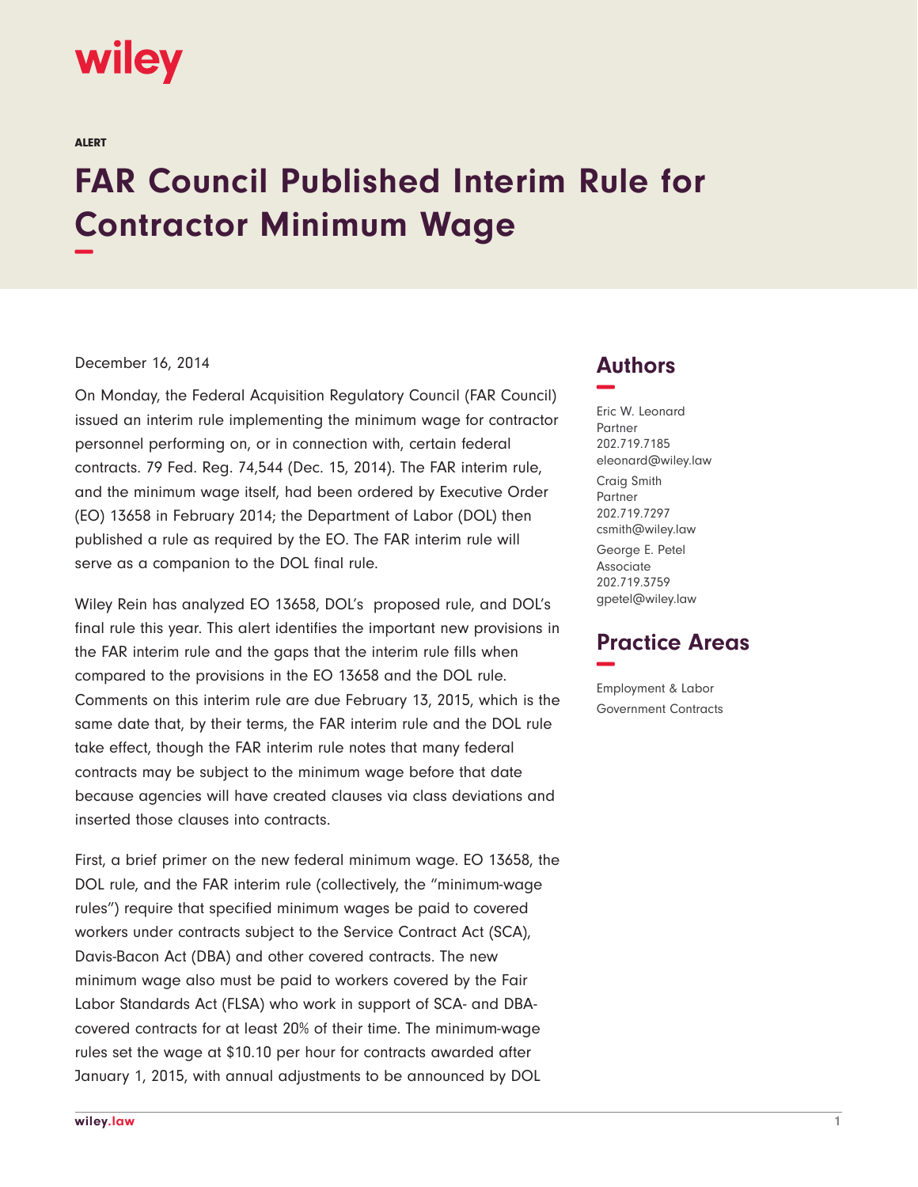wiley

ALERT

# FAR Council Published Interim Rule for Contractor Minimum Wage

December 16, 2014

On Monday, the Federal Acquisition Regulatory Council (FAR Council) issued an interim rule implementing the minimum wage for contractor personnel performing on, or in connection with, certain federal contracts. 79 Fed. Reg. 74,544 (Dec. 15, 2014). The FAR interim rule, and the minimum wage itself, had been ordered by Executive Order (EO) 13658 in February 2014; the Department of Labor (DOL) then published a rule as required by the EO. The FAR interim rule will serve as a companion to the DOL final rule.

Wiley Rein has analyzed EO 13658, DOL's proposed rule, and DOL's final rule this year. This alert identifies the important new provisions in the FAR interim rule and the gaps that the interim rule fills when compared to the provisions in the EO 13658 and the DOL rule. Comments on this interim rule are due February 13, 2015, which is the same date that, by their terms, the FAR interim rule and the DOL rule take effect, though the FAR interim rule notes that many federal contracts may be subject to the minimum wage before that date because agencies will have created clauses via class deviations and inserted those clauses into contracts.

First, a brief primer on the new federal minimum wage. EO 13658, the DOL rule, and the FAR interim rule (collectively, the "minimum-wage rules") require that specified minimum wages be paid to covered workers under contracts subject to the Service Contract Act (SCA), Davis-Bacon Act (DBA) and other covered contracts. The new minimum wage also must be paid to workers covered by the Fair Labor Standards Act (FLSA) who work in support of SCA- and DBA-covered contracts for at least 20% of their time. The minimum-wage rules set the wage at $10.10 per hour for contracts awarded after January 1, 2015, with annual adjustments to be announced by DOL

## Authors

Eric W. Leonard
Partner
202.719.7185
eleonard@wiley.law

Craig Smith
Partner
202.719.7297
csmith@wiley.law

George E. Petel
Associate
202.719.3759
gpetel@wiley.law

## Practice Areas

Employment & Labor
Government Contracts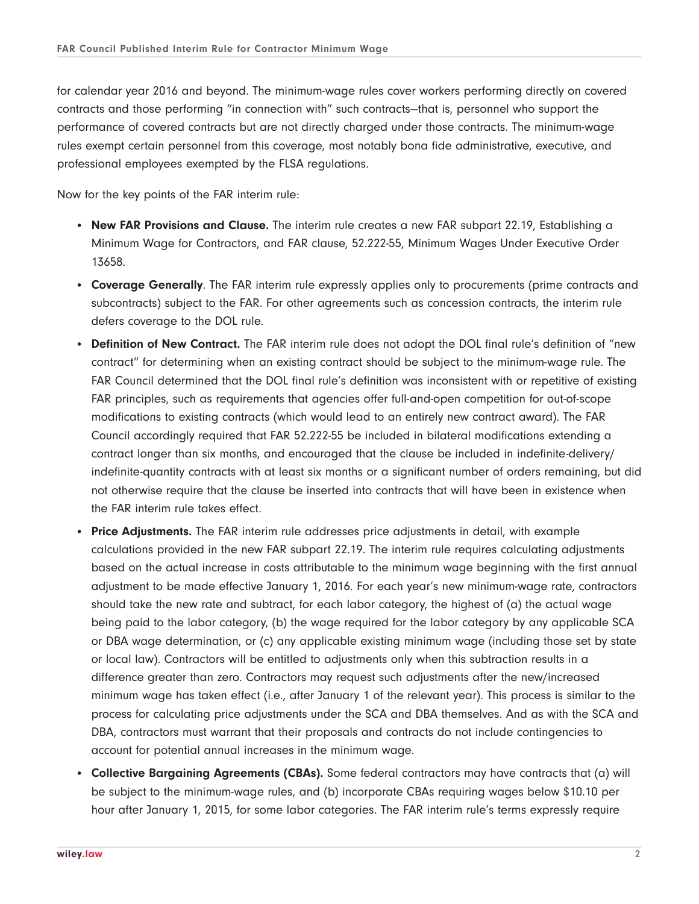for calendar year 2016 and beyond. The minimum-wage rules cover workers performing directly on covered contracts and those performing "in connection with" such contracts—that is, personnel who support the performance of covered contracts but are not directly charged under those contracts. The minimum-wage rules exempt certain personnel from this coverage, most notably bona fide administrative, executive, and professional employees exempted by the FLSA regulations.

Now for the key points of the FAR interim rule:

- **New FAR Provisions and Clause.** The interim rule creates a new FAR subpart 22.19, Establishing a Minimum Wage for Contractors, and FAR clause, 52.222-55, Minimum Wages Under Executive Order 13658.
- **Coverage Generally**. The FAR interim rule expressly applies only to procurements (prime contracts and subcontracts) subject to the FAR. For other agreements such as concession contracts, the interim rule defers coverage to the DOL rule.
- **Definition of New Contract.** The FAR interim rule does not adopt the DOL final rule's definition of "new contract" for determining when an existing contract should be subject to the minimum-wage rule. The FAR Council determined that the DOL final rule's definition was inconsistent with or repetitive of existing FAR principles, such as requirements that agencies offer full-and-open competition for out-of-scope modifications to existing contracts (which would lead to an entirely new contract award). The FAR Council accordingly required that FAR 52.222-55 be included in bilateral modifications extending a contract longer than six months, and encouraged that the clause be included in indefinite-delivery/indefinite-quantity contracts with at least six months or a significant number of orders remaining, but did not otherwise require that the clause be inserted into contracts that will have been in existence when the FAR interim rule takes effect.
- **Price Adjustments.** The FAR interim rule addresses price adjustments in detail, with example calculations provided in the new FAR subpart 22.19. The interim rule requires calculating adjustments based on the actual increase in costs attributable to the minimum wage beginning with the first annual adjustment to be made effective January 1, 2016. For each year's new minimum-wage rate, contractors should take the new rate and subtract, for each labor category, the highest of (a) the actual wage being paid to the labor category, (b) the wage required for the labor category by any applicable SCA or DBA wage determination, or (c) any applicable existing minimum wage (including those set by state or local law). Contractors will be entitled to adjustments only when this subtraction results in a difference greater than zero. Contractors may request such adjustments after the new/increased minimum wage has taken effect (i.e., after January 1 of the relevant year). This process is similar to the process for calculating price adjustments under the SCA and DBA themselves. And as with the SCA and DBA, contractors must warrant that their proposals and contracts do not include contingencies to account for potential annual increases in the minimum wage.
- **Collective Bargaining Agreements (CBAs).** Some federal contractors may have contracts that (a) will be subject to the minimum-wage rules, and (b) incorporate CBAs requiring wages below $10.10 per hour after January 1, 2015, for some labor categories. The FAR interim rule's terms expressly require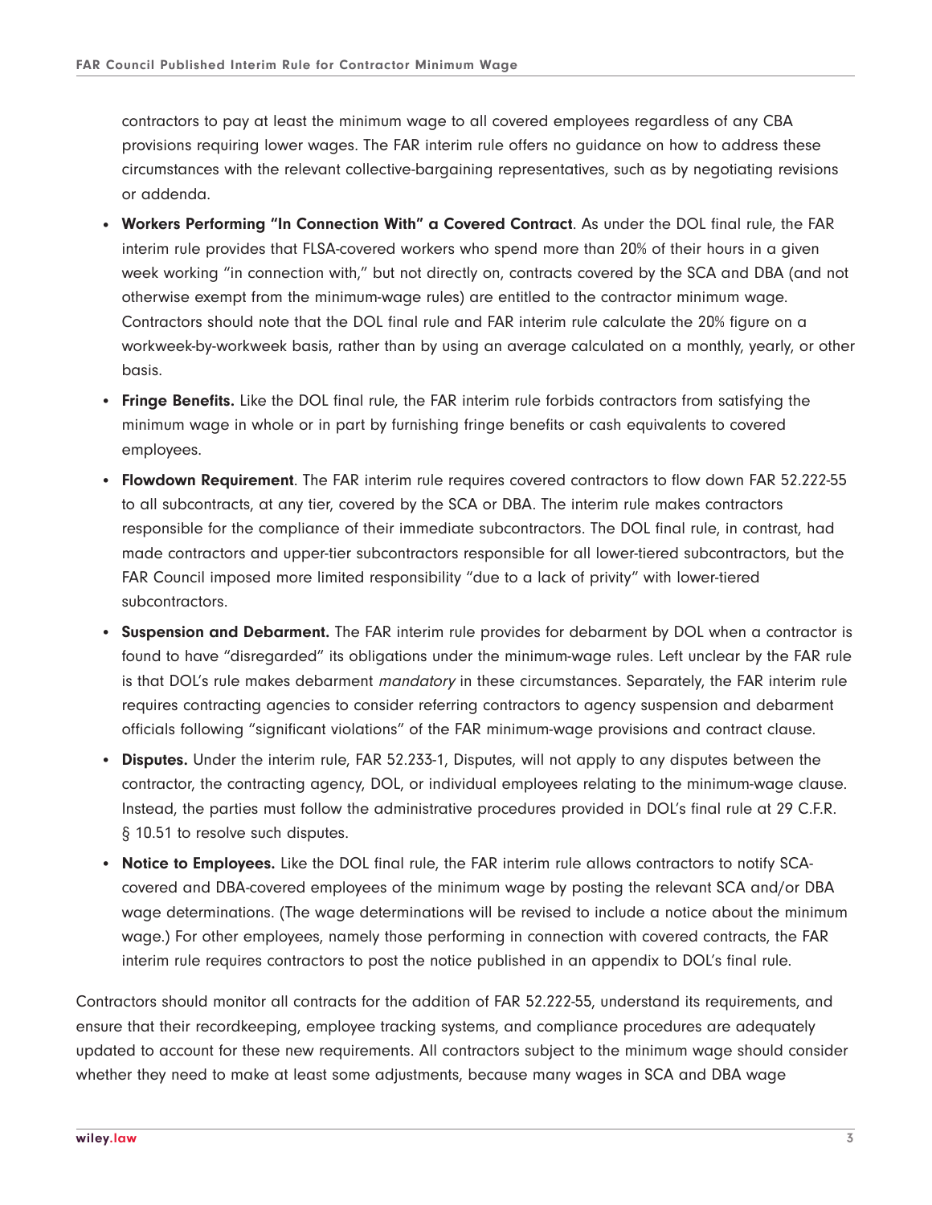contractors to pay at least the minimum wage to all covered employees regardless of any CBA provisions requiring lower wages. The FAR interim rule offers no guidance on how to address these circumstances with the relevant collective-bargaining representatives, such as by negotiating revisions or addenda.

- **Workers Performing "In Connection With" a Covered Contract**. As under the DOL final rule, the FAR interim rule provides that FLSA-covered workers who spend more than 20% of their hours in a given week working "in connection with," but not directly on, contracts covered by the SCA and DBA (and not otherwise exempt from the minimum-wage rules) are entitled to the contractor minimum wage. Contractors should note that the DOL final rule and FAR interim rule calculate the 20% figure on a workweek-by-workweek basis, rather than by using an average calculated on a monthly, yearly, or other basis.
- **Fringe Benefits.** Like the DOL final rule, the FAR interim rule forbids contractors from satisfying the minimum wage in whole or in part by furnishing fringe benefits or cash equivalents to covered employees.
- **Flowdown Requirement**. The FAR interim rule requires covered contractors to flow down FAR 52.222-55 to all subcontracts, at any tier, covered by the SCA or DBA. The interim rule makes contractors responsible for the compliance of their immediate subcontractors. The DOL final rule, in contrast, had made contractors and upper-tier subcontractors responsible for all lower-tiered subcontractors, but the FAR Council imposed more limited responsibility "due to a lack of privity" with lower-tiered subcontractors.
- **Suspension and Debarment.** The FAR interim rule provides for debarment by DOL when a contractor is found to have "disregarded" its obligations under the minimum-wage rules. Left unclear by the FAR rule is that DOL's rule makes debarment *mandatory* in these circumstances. Separately, the FAR interim rule requires contracting agencies to consider referring contractors to agency suspension and debarment officials following "significant violations" of the FAR minimum-wage provisions and contract clause.
- **Disputes.** Under the interim rule, FAR 52.233-1, Disputes, will not apply to any disputes between the contractor, the contracting agency, DOL, or individual employees relating to the minimum-wage clause. Instead, the parties must follow the administrative procedures provided in DOL's final rule at 29 C.F.R. § 10.51 to resolve such disputes.
- **Notice to Employees.** Like the DOL final rule, the FAR interim rule allows contractors to notify SCA-covered and DBA-covered employees of the minimum wage by posting the relevant SCA and/or DBA wage determinations. (The wage determinations will be revised to include a notice about the minimum wage.) For other employees, namely those performing in connection with covered contracts, the FAR interim rule requires contractors to post the notice published in an appendix to DOL's final rule.

Contractors should monitor all contracts for the addition of FAR 52.222-55, understand its requirements, and ensure that their recordkeeping, employee tracking systems, and compliance procedures are adequately updated to account for these new requirements. All contractors subject to the minimum wage should consider whether they need to make at least some adjustments, because many wages in SCA and DBA wage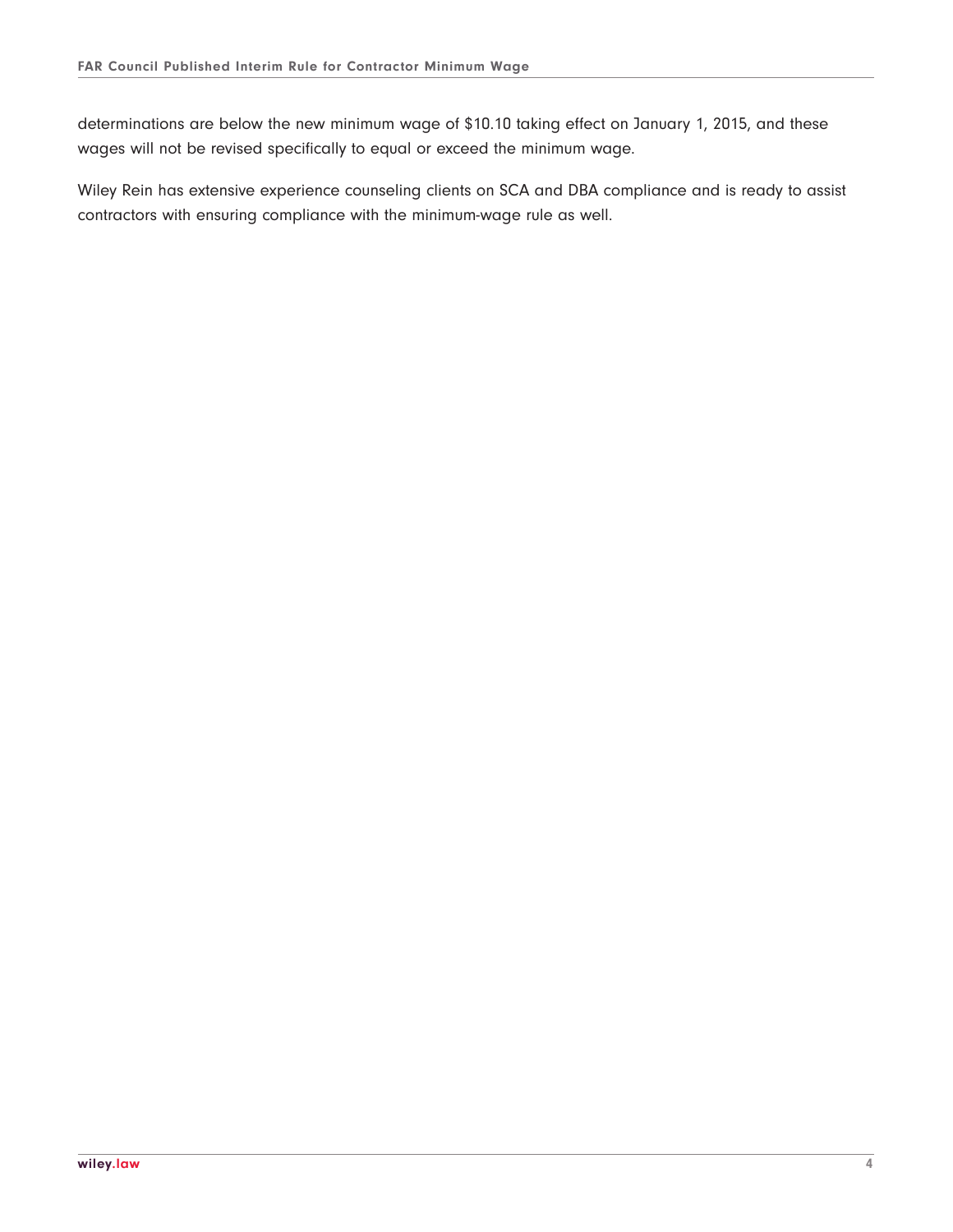determinations are below the new minimum wage of $10.10 taking effect on January 1, 2015, and these wages will not be revised specifically to equal or exceed the minimum wage.

Wiley Rein has extensive experience counseling clients on SCA and DBA compliance and is ready to assist contractors with ensuring compliance with the minimum-wage rule as well.